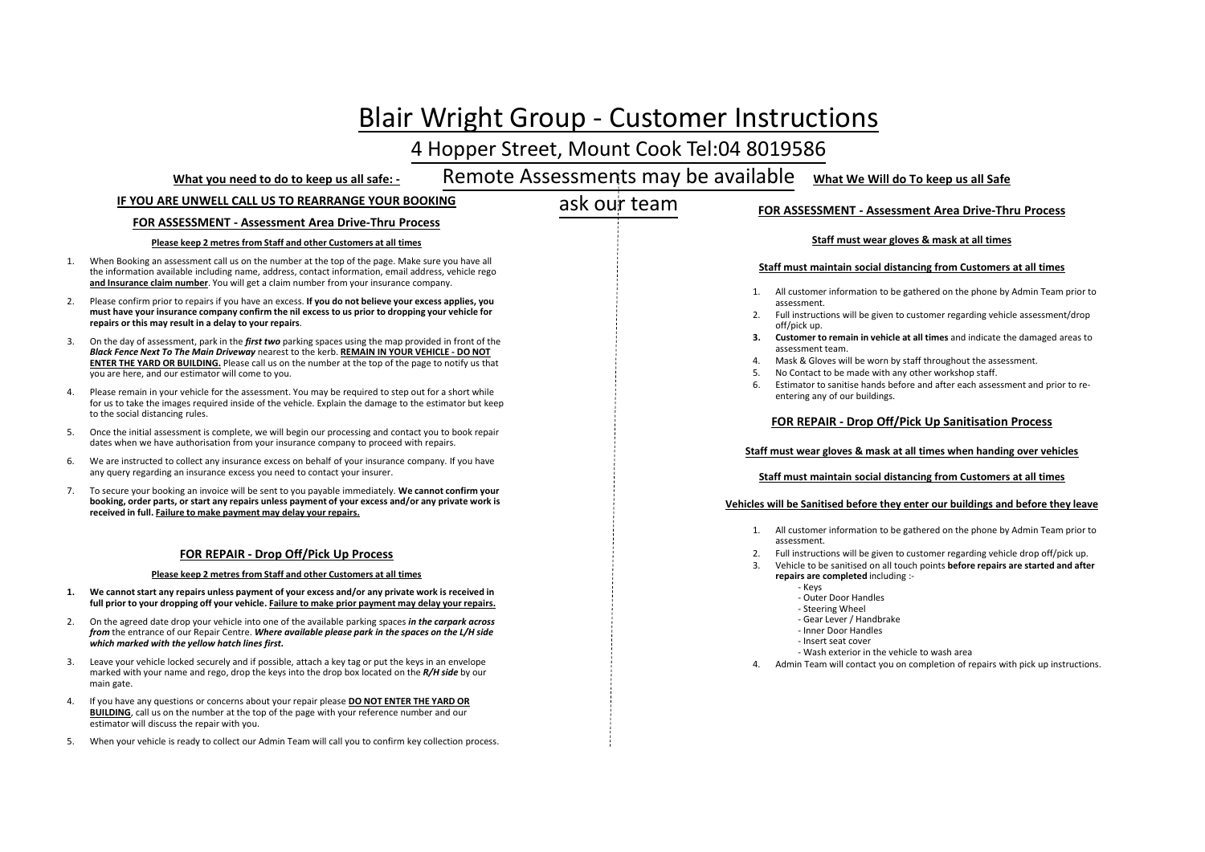# Blair Wright Group - Customer Instructions

## 4 Hopper Street, Mount Cook Tel:04 8019586

**Remote Assessments may be available ask our team**

**What you need to do to keep us all safe: -**

**IF YOU ARE UNWELL CALL US TO REARRANGE YOUR BOOKING**

### FOR ASSESSMENT - Assessment Area Drive-Thru Process

**Please keep 2 metres from Staff and other Customers at all times**

1. When Booking an assessment call us on the number at the top of the page. Make sure you have all the information available including name, address, contact information, email address, vehicle rego **and Insurance claim number**. You will get a claim number from your insurance company.
2. Please confirm prior to repairs if you have an excess. **If you do not believe your excess applies, you must have your insurance company confirm the nil excess to us prior to dropping your vehicle for repairs or this may result in a delay to your repairs**.
3. On the day of assessment, park in the ***first two*** parking spaces using the map provided in front of the ***Black Fence Next To The Main Driveway*** nearest to the kerb. **REMAIN IN YOUR VEHICLE - DO NOT ENTER THE YARD OR BUILDING.** Please call us on the number at the top of the page to notify us that you are here, and our estimator will come to you.
4. Please remain in your vehicle for the assessment. You may be required to step out for a short while for us to take the images required inside of the vehicle. Explain the damage to the estimator but keep to the social distancing rules.
5. Once the initial assessment is complete, we will begin our processing and contact you to book repair dates when we have authorisation from your insurance company to proceed with repairs.
6. We are instructed to collect any insurance excess on behalf of your insurance company. If you have any query regarding an insurance excess you need to contact your insurer.
7. To secure your booking an invoice will be sent to you payable immediately. **We cannot confirm your booking, order parts, or start any repairs unless payment of your excess and/or any private work is received in full. Failure to make payment may delay your repairs.**

### FOR REPAIR - Drop Off/Pick Up Process

**Please keep 2 metres from Staff and other Customers at all times**

1. **We cannot start any repairs unless payment of your excess and/or any private work is received in full prior to your dropping off your vehicle. Failure to make prior payment may delay your repairs.**
2. On the agreed date drop your vehicle into one of the available parking spaces ***in the carpark across from*** the entrance of our Repair Centre. ***Where available please park in the spaces on the L/H side which marked with the yellow hatch lines first.***
3. Leave your vehicle locked securely and if possible, attach a key tag or put the keys in an envelope marked with your name and rego, drop the keys into the drop box located on the ***R/H side*** by our main gate.
4. If you have any questions or concerns about your repair please **DO NOT ENTER THE YARD OR BUILDING**, call us on the number at the top of the page with your reference number and our estimator will discuss the repair with you.
5. When your vehicle is ready to collect our Admin Team will call you to confirm key collection process.

**What We Will do To keep us all Safe**

### FOR ASSESSMENT - Assessment Area Drive-Thru Process

**Staff must wear gloves & mask at all times**

**Staff must maintain social distancing from Customers at all times**

1. All customer information to be gathered on the phone by Admin Team prior to assessment.
2. Full instructions will be given to customer regarding vehicle assessment/drop off/pick up.
3. **Customer to remain in vehicle at all times** and indicate the damaged areas to assessment team.
4. Mask & Gloves will be worn by staff throughout the assessment.
5. No Contact to be made with any other workshop staff.
6. Estimator to sanitise hands before and after each assessment and prior to re-entering any of our buildings.

### FOR REPAIR - Drop Off/Pick Up Sanitisation Process

**Staff must wear gloves & mask at all times when handing over vehicles**

**Staff must maintain social distancing from Customers at all times**

**Vehicles will be Sanitised before they enter our buildings and before they leave**

1. All customer information to be gathered on the phone by Admin Team prior to assessment.
2. Full instructions will be given to customer regarding vehicle drop off/pick up.
3. Vehicle to be sanitised on all touch points **before repairs are started and after repairs are completed** including :-
   - Keys
   - Outer Door Handles
   - Steering Wheel
   - Gear Lever / Handbrake
   - Inner Door Handles
   - Insert seat cover
   - Wash exterior in the vehicle to wash area
4. Admin Team will contact you on completion of repairs with pick up instructions.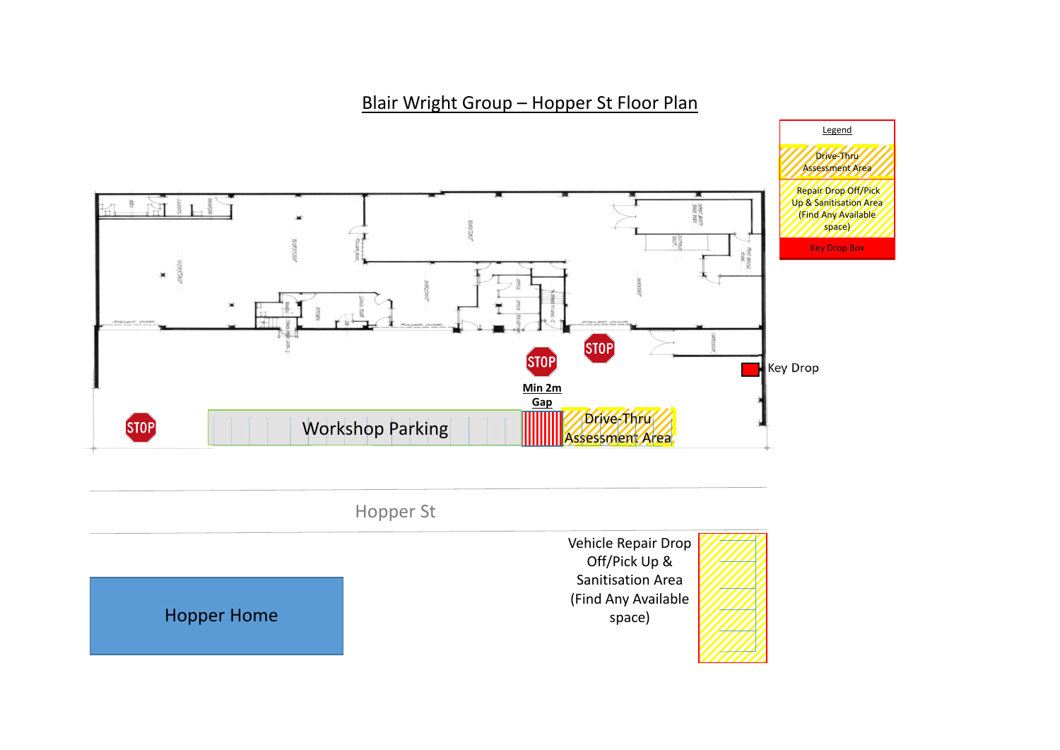# Blair Wright Group – Hopper St Floor Plan

**Legend**

Drive-Thru Assessment Area

Repair Drop Off/Pick Up & Sanitisation Area (Find Any Available space)

Key Drop Box

STOP

STOP

STOP

Key Drop

Min 2m Gap

Workshop Parking

Drive-Thru Assessment Area

Hopper St

Hopper Home

Vehicle Repair Drop Off/Pick Up & Sanitisation Area (Find Any Available space)